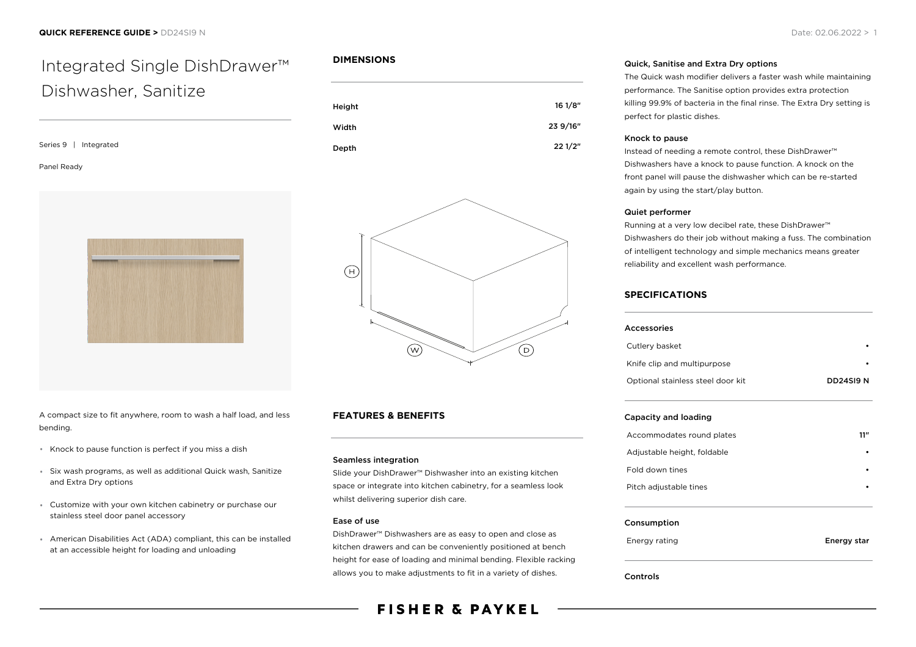# Integrated Single DishDrawer™ Dishwasher, Sanitize

Series 9 | Integrated

Panel Ready

A compact size to fit anywhere, room to wash a half load, and less bending.

- Knock to pause function is perfect if you miss a dish
- Six wash programs, as well as additional Quick wash, Sanitize and Extra Dry options
- Customize with your own kitchen cabinetry or purchase our stainless steel door panel accessory
- American Disabilities Act (ADA) compliant, this can be installed at an accessible height for loading and unloading

## DIMENSIONS

| | |
|---|---|
| Height | 16 1/8" |
| Width | 23 9/16" |
| Depth | 22 1/2" |

## FEATURES & BENEFITS

### Seamless integration

Slide your DishDrawer™ Dishwasher into an existing kitchen space or integrate into kitchen cabinetry, for a seamless look whilst delivering superior dish care.

### Ease of use

DishDrawer™ Dishwashers are as easy to open and close as kitchen drawers and can be conveniently positioned at bench height for ease of loading and minimal bending. Flexible racking allows you to make adjustments to fit in a variety of dishes.

### Quick, Sanitise and Extra Dry options

The Quick wash modifier delivers a faster wash while maintaining performance. The Sanitise option provides extra protection killing 99.9% of bacteria in the final rinse. The Extra Dry setting is perfect for plastic dishes.

### Knock to pause

Instead of needing a remote control, these DishDrawer™ Dishwashers have a knock to pause function. A knock on the front panel will pause the dishwasher which can be re-started again by using the start/play button.

### Quiet performer

Running at a very low decibel rate, these DishDrawer™ Dishwashers do their job without making a fuss. The combination of intelligent technology and simple mechanics means greater reliability and excellent wash performance.

## SPECIFICATIONS

### Accessories

| | |
|---|---|
| Cutlery basket | • |
| Knife clip and multipurpose | • |
| Optional stainless steel door kit | DD24SI9 N |

### Capacity and loading

| | |
|---|---|
| Accommodates round plates | 11" |
| Adjustable height, foldable | • |
| Fold down tines | • |
| Pitch adjustable tines | • |

### Consumption

| | |
|---|---|
| Energy rating | Energy star |

### Controls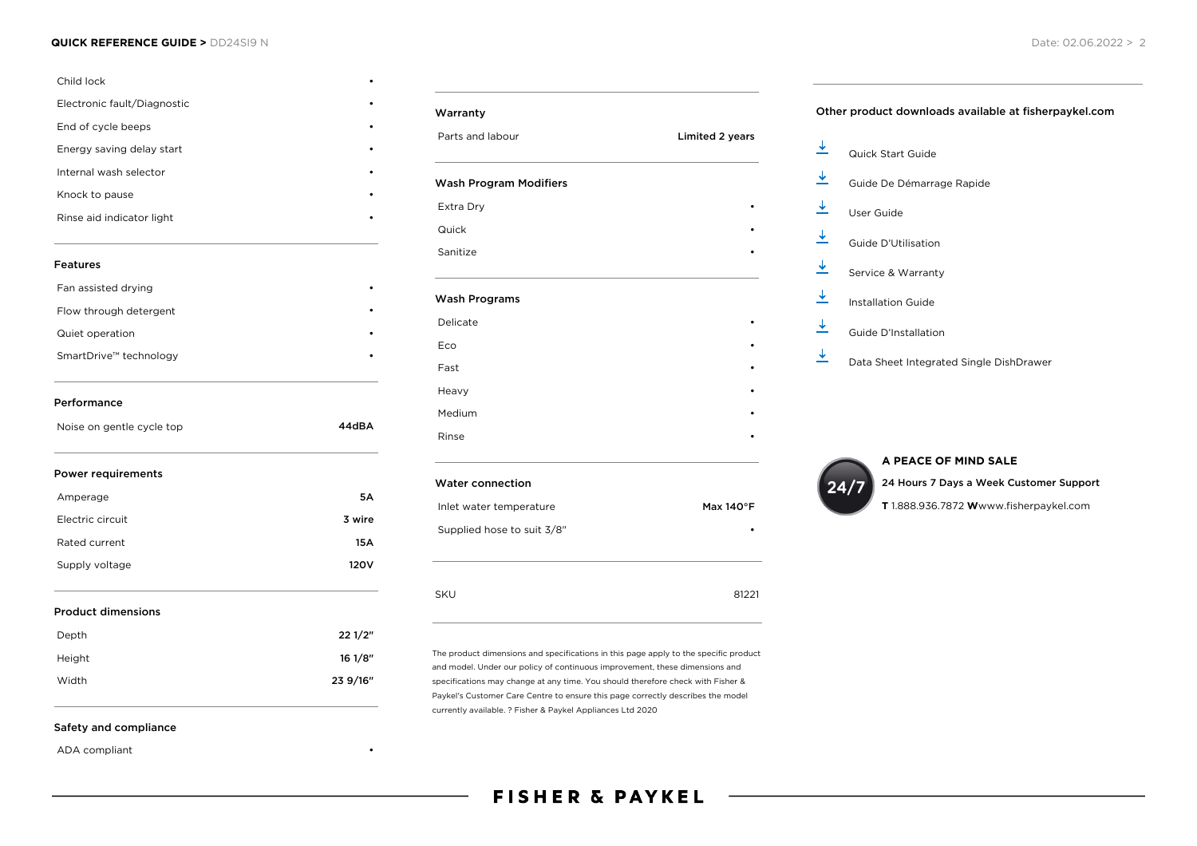| | |
|---|---|
| Child lock | • |
| Electronic fault/Diagnostic | • |
| End of cycle beeps | • |
| Energy saving delay start | • |
| Internal wash selector | • |
| Knock to pause | • |
| Rinse aid indicator light | • |

### Features

| | |
|---|---|
| Fan assisted drying | • |
| Flow through detergent | • |
| Quiet operation | • |
| SmartDrive™ technology | • |

### Performance

| | |
|---|---|
| Noise on gentle cycle top | **44dBA** |

### Power requirements

| | |
|---|---|
| Amperage | **5A** |
| Electric circuit | **3 wire** |
| Rated current | **15A** |
| Supply voltage | **120V** |

### Product dimensions

| | |
|---|---|
| Depth | **22 1/2"** |
| Height | **16 1/8"** |
| Width | **23 9/16"** |

### Safety and compliance

| | |
|---|---|
| ADA compliant | • |

### Warranty

| | |
|---|---|
| Parts and labour | **Limited 2 years** |

### Wash Program Modifiers

| | |
|---|---|
| Extra Dry | • |
| Quick | • |
| Sanitize | • |

### Wash Programs

| | |
|---|---|
| Delicate | • |
| Eco | • |
| Fast | • |
| Heavy | • |
| Medium | • |
| Rinse | • |

### Water connection

| | |
|---|---|
| Inlet water temperature | **Max 140°F** |
| Supplied hose to suit 3/8" | • |

| | |
|---|---|
| SKU | 81221 |

The product dimensions and specifications in this page apply to the specific product and model. Under our policy of continuous improvement, these dimensions and specifications may change at any time. You should therefore check with Fisher & Paykel's Customer Care Centre to ensure this page correctly describes the model currently available. ? Fisher & Paykel Appliances Ltd 2020

### Other product downloads available at fisherpaykel.com

- Quick Start Guide
- Guide De Démarrage Rapide
- User Guide
- Guide D'Utilisation
- Service & Warranty
- Installation Guide
- Guide D'Installation
- Data Sheet Integrated Single DishDrawer

24/7

**A PEACE OF MIND SALE**

**24 Hours 7 Days a Week Customer Support**

**T** 1.888.936.7872 **W**www.fisherpaykel.com